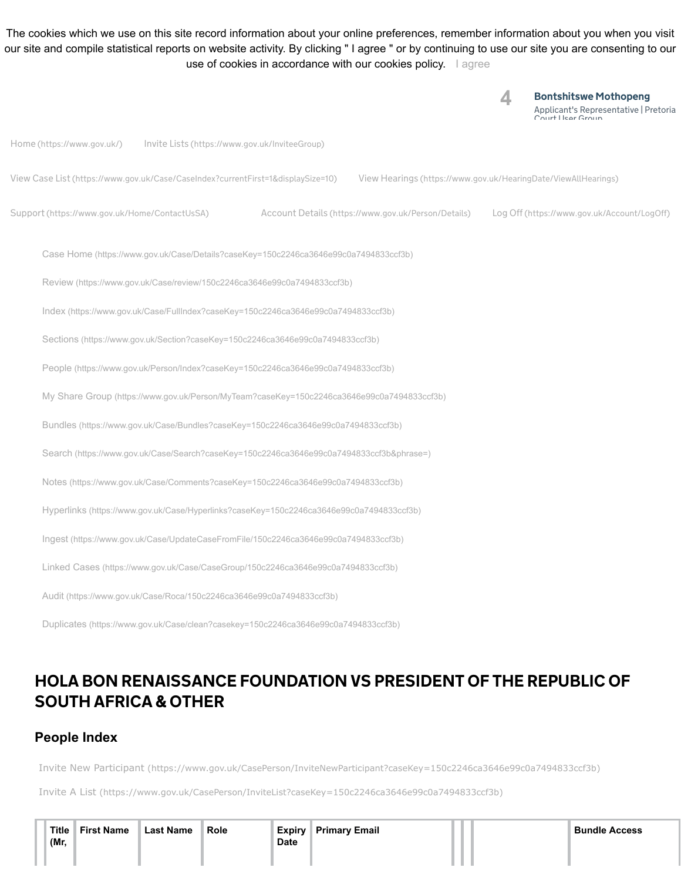The cookies which we use on this site record information about your online preferences, remember information about you when you visit our site and compile statistical reports on website activity. By clicking " I agree " or by continuing to use our site you are consenting to our use of cookies in accordance with our cookies policy. I agree

4 **Bontshitswe Mothopeng**
Applicant's Representative | Pretoria Court User Group

Home (https://www.gov.uk/) Invite Lists (https://www.gov.uk/InviteeGroup)

View Case List (https://www.gov.uk/Case/CaseIndex?currentFirst=1&displaySize=10) View Hearings (https://www.gov.uk/HearingDate/ViewAllHearings)

Support (https://www.gov.uk/Home/ContactUsSA) Account Details (https://www.gov.uk/Person/Details) Log Off (https://www.gov.uk/Account/LogOff)

- Case Home (https://www.gov.uk/Case/Details?caseKey=150c2246ca3646e99c0a7494833ccf3b)
- Review (https://www.gov.uk/Case/review/150c2246ca3646e99c0a7494833ccf3b)
- Index (https://www.gov.uk/Case/FullIndex?caseKey=150c2246ca3646e99c0a7494833ccf3b)
- Sections (https://www.gov.uk/Section?caseKey=150c2246ca3646e99c0a7494833ccf3b)
- People (https://www.gov.uk/Person/Index?caseKey=150c2246ca3646e99c0a7494833ccf3b)
- My Share Group (https://www.gov.uk/Person/MyTeam?caseKey=150c2246ca3646e99c0a7494833ccf3b)
- Bundles (https://www.gov.uk/Case/Bundles?caseKey=150c2246ca3646e99c0a7494833ccf3b)
- Search (https://www.gov.uk/Case/Search?caseKey=150c2246ca3646e99c0a7494833ccf3b&phrase=)
- Notes (https://www.gov.uk/Case/Comments?caseKey=150c2246ca3646e99c0a7494833ccf3b)
- Hyperlinks (https://www.gov.uk/Case/Hyperlinks?caseKey=150c2246ca3646e99c0a7494833ccf3b)
- Ingest (https://www.gov.uk/Case/UpdateCaseFromFile/150c2246ca3646e99c0a7494833ccf3b)
- Linked Cases (https://www.gov.uk/Case/CaseGroup/150c2246ca3646e99c0a7494833ccf3b)
- Audit (https://www.gov.uk/Case/Roca/150c2246ca3646e99c0a7494833ccf3b)
- Duplicates (https://www.gov.uk/Case/clean?casekey=150c2246ca3646e99c0a7494833ccf3b)

# HOLA BON RENAISSANCE FOUNDATION VS PRESIDENT OF THE REPUBLIC OF SOUTH AFRICA & OTHER

## People Index

Invite New Participant (https://www.gov.uk/CasePerson/InviteNewParticipant?caseKey=150c2246ca3646e99c0a7494833ccf3b)

Invite A List (https://www.gov.uk/CasePerson/InviteList?caseKey=150c2246ca3646e99c0a7494833ccf3b)

| | Title (Mr, | First Name | Last Name | Role | Expiry Date | Primary Email | | | | Bundle Access |
|---|---|---|---|---|---|---|---|---|---|---|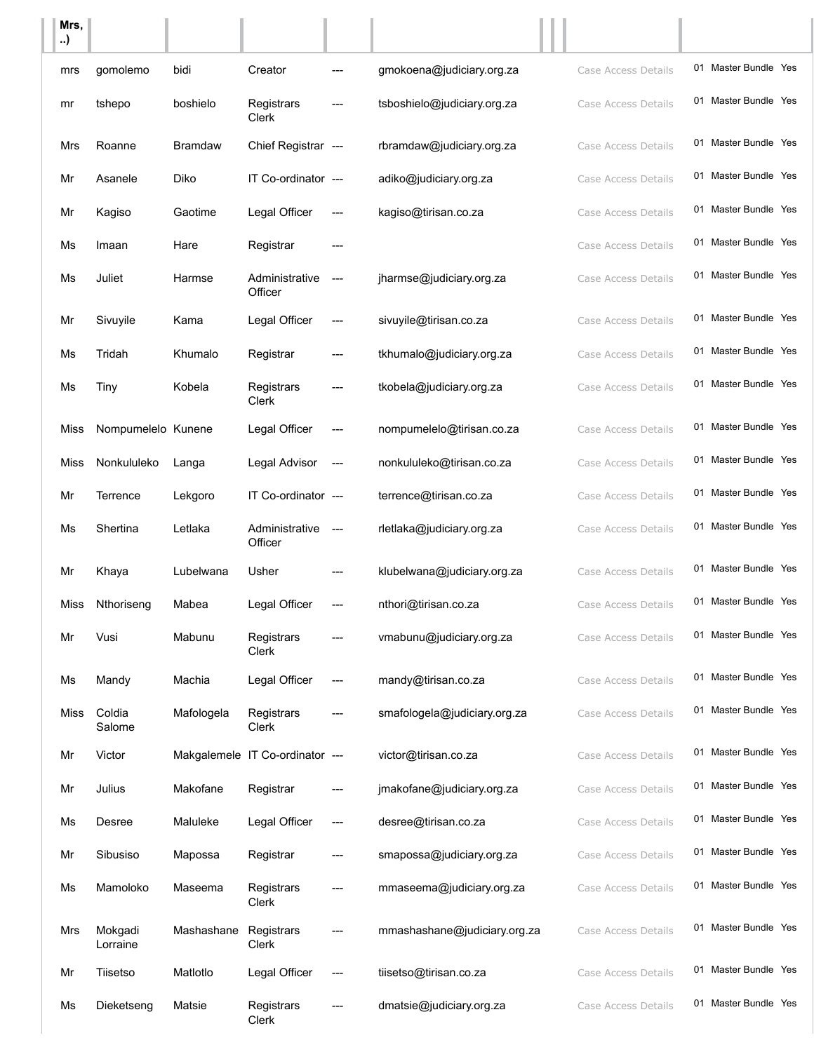| Mrs, ..) | | | | | | | | | | |
|---|---|---|---|---|---|---|---|---|---|---|
| mrs | gomolemo | bidi | Creator | --- | gmokoena@judiciary.org.za | Case Access Details | 01 | Master Bundle | Yes |
| mr | tshepo | boshielo | Registrars Clerk | --- | tsboshielo@judiciary.org.za | Case Access Details | 01 | Master Bundle | Yes |
| Mrs | Roanne | Bramdaw | Chief Registrar | --- | rbramdaw@judiciary.org.za | Case Access Details | 01 | Master Bundle | Yes |
| Mr | Asanele | Diko | IT Co-ordinator | --- | adiko@judiciary.org.za | Case Access Details | 01 | Master Bundle | Yes |
| Mr | Kagiso | Gaotime | Legal Officer | --- | kagiso@tirisan.co.za | Case Access Details | 01 | Master Bundle | Yes |
| Ms | Imaan | Hare | Registrar | --- | | Case Access Details | 01 | Master Bundle | Yes |
| Ms | Juliet | Harmse | Administrative Officer | --- | jharmse@judiciary.org.za | Case Access Details | 01 | Master Bundle | Yes |
| Mr | Sivuyile | Kama | Legal Officer | --- | sivuyile@tirisan.co.za | Case Access Details | 01 | Master Bundle | Yes |
| Ms | Tridah | Khumalo | Registrar | --- | tkhumalo@judiciary.org.za | Case Access Details | 01 | Master Bundle | Yes |
| Ms | Tiny | Kobela | Registrars Clerk | --- | tkobela@judiciary.org.za | Case Access Details | 01 | Master Bundle | Yes |
| Miss | Nompumelelo | Kunene | Legal Officer | --- | nompumelelo@tirisan.co.za | Case Access Details | 01 | Master Bundle | Yes |
| Miss | Nonkululeko | Langa | Legal Advisor | --- | nonkululeko@tirisan.co.za | Case Access Details | 01 | Master Bundle | Yes |
| Mr | Terrence | Lekgoro | IT Co-ordinator | --- | terrence@tirisan.co.za | Case Access Details | 01 | Master Bundle | Yes |
| Ms | Shertina | Letlaka | Administrative Officer | --- | rletlaka@judiciary.org.za | Case Access Details | 01 | Master Bundle | Yes |
| Mr | Khaya | Lubelwana | Usher | --- | klubelwana@judiciary.org.za | Case Access Details | 01 | Master Bundle | Yes |
| Miss | Nthoriseng | Mabea | Legal Officer | --- | nthori@tirisan.co.za | Case Access Details | 01 | Master Bundle | Yes |
| Mr | Vusi | Mabunu | Registrars Clerk | --- | vmabunu@judiciary.org.za | Case Access Details | 01 | Master Bundle | Yes |
| Ms | Mandy | Machia | Legal Officer | --- | mandy@tirisan.co.za | Case Access Details | 01 | Master Bundle | Yes |
| Miss | Coldia Salome | Mafologela | Registrars Clerk | --- | smafologela@judiciary.org.za | Case Access Details | 01 | Master Bundle | Yes |
| Mr | Victor | Makgalemele | IT Co-ordinator | --- | victor@tirisan.co.za | Case Access Details | 01 | Master Bundle | Yes |
| Mr | Julius | Makofane | Registrar | --- | jmakofane@judiciary.org.za | Case Access Details | 01 | Master Bundle | Yes |
| Ms | Desree | Maluleke | Legal Officer | --- | desree@tirisan.co.za | Case Access Details | 01 | Master Bundle | Yes |
| Mr | Sibusiso | Mapossa | Registrar | --- | smapossa@judiciary.org.za | Case Access Details | 01 | Master Bundle | Yes |
| Ms | Mamoloko | Maseema | Registrars Clerk | --- | mmaseema@judiciary.org.za | Case Access Details | 01 | Master Bundle | Yes |
| Mrs | Mokgadi Lorraine | Mashashane | Registrars Clerk | --- | mmashashane@judiciary.org.za | Case Access Details | 01 | Master Bundle | Yes |
| Mr | Tiisetso | Matlotlo | Legal Officer | --- | tiisetso@tirisan.co.za | Case Access Details | 01 | Master Bundle | Yes |
| Ms | Dieketseng | Matsie | Registrars Clerk | --- | dmatsie@judiciary.org.za | Case Access Details | 01 | Master Bundle | Yes |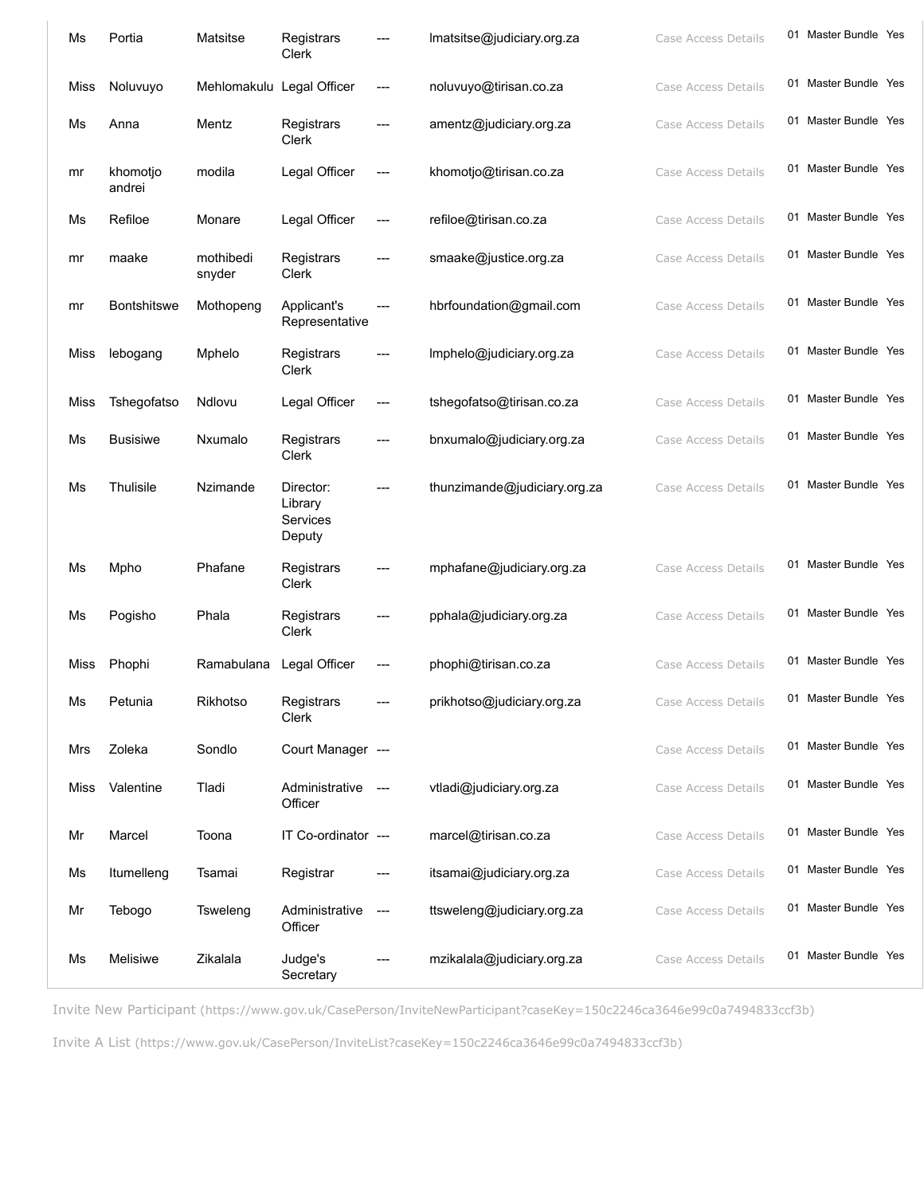| | | | | | | | | | |
|---|---|---|---|---|---|---|---|---|---|
| Ms | Portia | Matsitse | Registrars Clerk | --- | lmatsitse@judiciary.org.za | Case Access Details | 01 | Master Bundle | Yes |
| Miss | Noluvuyo | Mehlomakulu | Legal Officer | --- | noluvuyo@tirisan.co.za | Case Access Details | 01 | Master Bundle | Yes |
| Ms | Anna | Mentz | Registrars Clerk | --- | amentz@judiciary.org.za | Case Access Details | 01 | Master Bundle | Yes |
| mr | khomotjo andrei | modila | Legal Officer | --- | khomotjo@tirisan.co.za | Case Access Details | 01 | Master Bundle | Yes |
| Ms | Refiloe | Monare | Legal Officer | --- | refiloe@tirisan.co.za | Case Access Details | 01 | Master Bundle | Yes |
| mr | maake | mothibedi snyder | Registrars Clerk | --- | smaake@justice.org.za | Case Access Details | 01 | Master Bundle | Yes |
| mr | Bontshitswe | Mothopeng | Applicant's Representative | --- | hbrfoundation@gmail.com | Case Access Details | 01 | Master Bundle | Yes |
| Miss | lebogang | Mphelo | Registrars Clerk | --- | lmphelo@judiciary.org.za | Case Access Details | 01 | Master Bundle | Yes |
| Miss | Tshegofatso | Ndlovu | Legal Officer | --- | tshegofatso@tirisan.co.za | Case Access Details | 01 | Master Bundle | Yes |
| Ms | Busisiwe | Nxumalo | Registrars Clerk | --- | bnxumalo@judiciary.org.za | Case Access Details | 01 | Master Bundle | Yes |
| Ms | Thulisile | Nzimande | Director: Library Services Deputy | --- | thunzimande@judiciary.org.za | Case Access Details | 01 | Master Bundle | Yes |
| Ms | Mpho | Phafane | Registrars Clerk | --- | mphafane@judiciary.org.za | Case Access Details | 01 | Master Bundle | Yes |
| Ms | Pogisho | Phala | Registrars Clerk | --- | pphala@judiciary.org.za | Case Access Details | 01 | Master Bundle | Yes |
| Miss | Phophi | Ramabulana | Legal Officer | --- | phophi@tirisan.co.za | Case Access Details | 01 | Master Bundle | Yes |
| Ms | Petunia | Rikhotso | Registrars Clerk | --- | prikhotso@judiciary.org.za | Case Access Details | 01 | Master Bundle | Yes |
| Mrs | Zoleka | Sondlo | Court Manager | --- | | Case Access Details | 01 | Master Bundle | Yes |
| Miss | Valentine | Tladi | Administrative Officer | --- | vtladi@judiciary.org.za | Case Access Details | 01 | Master Bundle | Yes |
| Mr | Marcel | Toona | IT Co-ordinator | --- | marcel@tirisan.co.za | Case Access Details | 01 | Master Bundle | Yes |
| Ms | Itumelleng | Tsamai | Registrar | --- | itsamai@judiciary.org.za | Case Access Details | 01 | Master Bundle | Yes |
| Mr | Tebogo | Tsweleng | Administrative Officer | --- | ttsweleng@judiciary.org.za | Case Access Details | 01 | Master Bundle | Yes |
| Ms | Melisiwe | Zikalala | Judge's Secretary | --- | mzikalala@judiciary.org.za | Case Access Details | 01 | Master Bundle | Yes |

Invite New Participant (https://www.gov.uk/CasePerson/InviteNewParticipant?caseKey=150c2246ca3646e99c0a7494833ccf3b)

Invite A List (https://www.gov.uk/CasePerson/InviteList?caseKey=150c2246ca3646e99c0a7494833ccf3b)